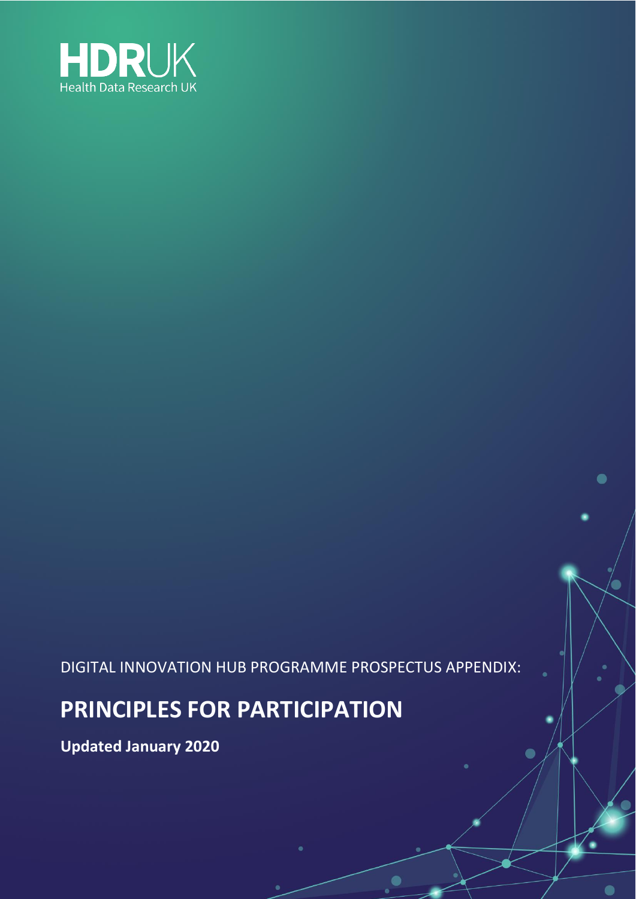HDRUK
Health Data Research UK

DIGITAL INNOVATION HUB PROGRAMME PROSPECTUS APPENDIX:

# PRINCIPLES FOR PARTICIPATION

**Updated January 2020**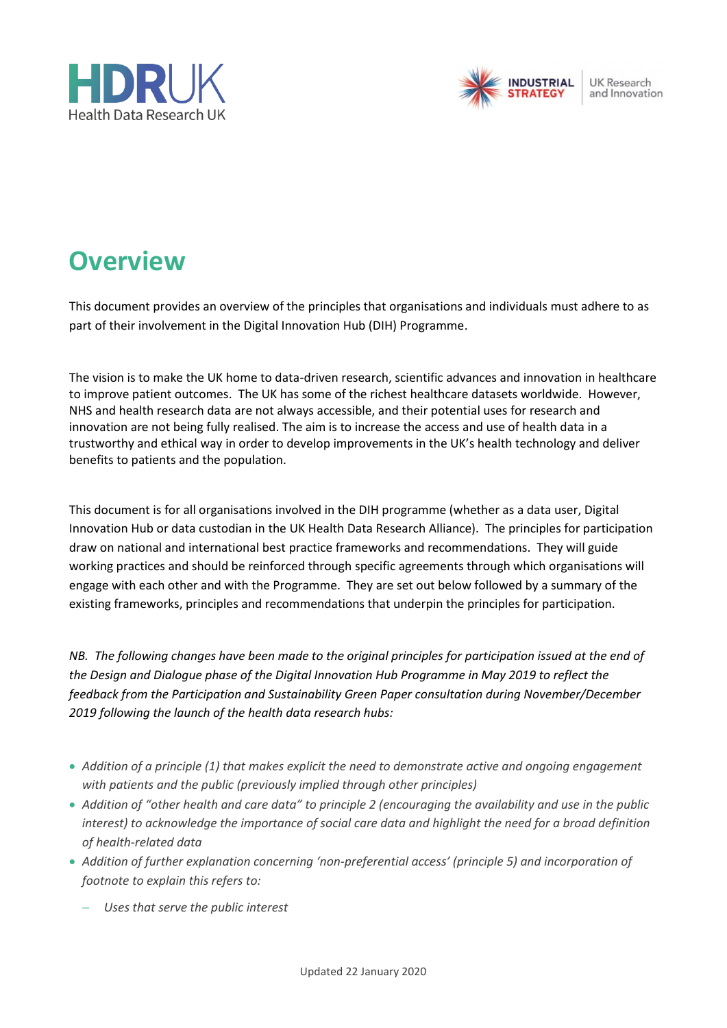# Overview

This document provides an overview of the principles that organisations and individuals must adhere to as part of their involvement in the Digital Innovation Hub (DIH) Programme.

The vision is to make the UK home to data-driven research, scientific advances and innovation in healthcare to improve patient outcomes. The UK has some of the richest healthcare datasets worldwide. However, NHS and health research data are not always accessible, and their potential uses for research and innovation are not being fully realised. The aim is to increase the access and use of health data in a trustworthy and ethical way in order to develop improvements in the UK's health technology and deliver benefits to patients and the population.

This document is for all organisations involved in the DIH programme (whether as a data user, Digital Innovation Hub or data custodian in the UK Health Data Research Alliance). The principles for participation draw on national and international best practice frameworks and recommendations. They will guide working practices and should be reinforced through specific agreements through which organisations will engage with each other and with the Programme. They are set out below followed by a summary of the existing frameworks, principles and recommendations that underpin the principles for participation.

*NB. The following changes have been made to the original principles for participation issued at the end of the Design and Dialogue phase of the Digital Innovation Hub Programme in May 2019 to reflect the feedback from the Participation and Sustainability Green Paper consultation during November/December 2019 following the launch of the health data research hubs:*

- *Addition of a principle (1) that makes explicit the need to demonstrate active and ongoing engagement with patients and the public (previously implied through other principles)*
- *Addition of "other health and care data" to principle 2 (encouraging the availability and use in the public interest) to acknowledge the importance of social care data and highlight the need for a broad definition of health-related data*
- *Addition of further explanation concerning 'non-preferential access' (principle 5) and incorporation of footnote to explain this refers to:*
  - *Uses that serve the public interest*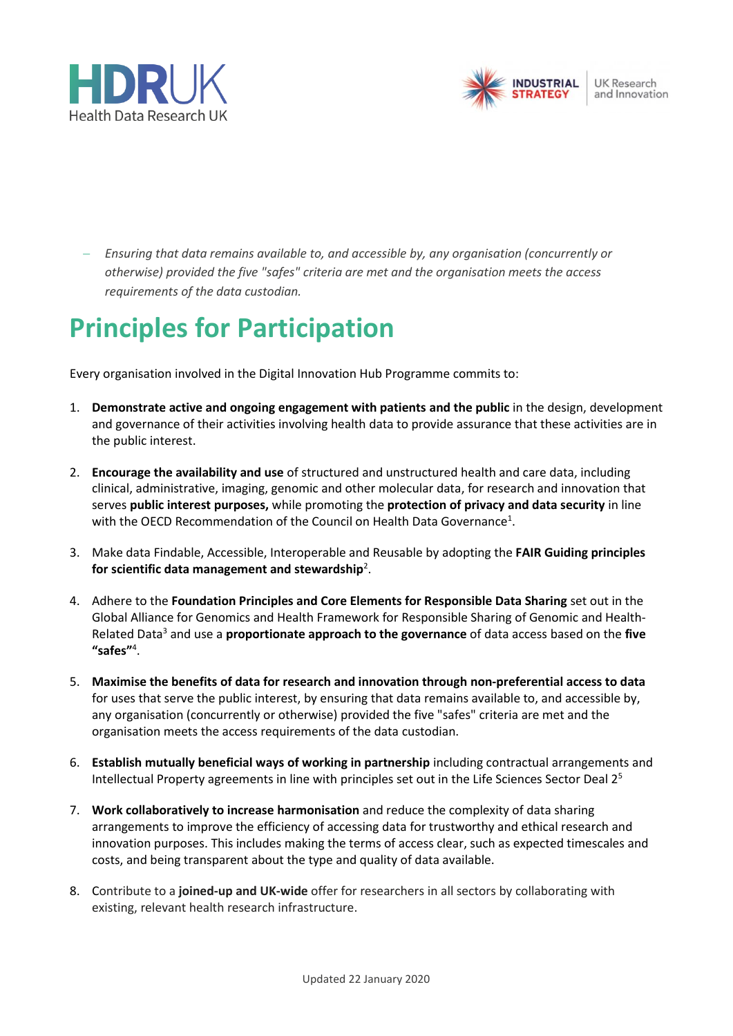- *Ensuring that data remains available to, and accessible by, any organisation (concurrently or otherwise) provided the five "safes" criteria are met and the organisation meets the access requirements of the data custodian.*

# Principles for Participation

Every organisation involved in the Digital Innovation Hub Programme commits to:

1. **Demonstrate active and ongoing engagement with patients and the public** in the design, development and governance of their activities involving health data to provide assurance that these activities are in the public interest.

2. **Encourage the availability and use** of structured and unstructured health and care data, including clinical, administrative, imaging, genomic and other molecular data, for research and innovation that serves **public interest purposes,** while promoting the **protection of privacy and data security** in line with the OECD Recommendation of the Council on Health Data Governance[1].

3. Make data Findable, Accessible, Interoperable and Reusable by adopting the **FAIR Guiding principles for scientific data management and stewardship**[2].

4. Adhere to the **Foundation Principles and Core Elements for Responsible Data Sharing** set out in the Global Alliance for Genomics and Health Framework for Responsible Sharing of Genomic and Health-Related Data[3] and use a **proportionate approach to the governance** of data access based on the **five "safes"**[4].

5. **Maximise the benefits of data for research and innovation through non-preferential access to data** for uses that serve the public interest, by ensuring that data remains available to, and accessible by, any organisation (concurrently or otherwise) provided the five "safes" criteria are met and the organisation meets the access requirements of the data custodian.

6. **Establish mutually beneficial ways of working in partnership** including contractual arrangements and Intellectual Property agreements in line with principles set out in the Life Sciences Sector Deal 2[5]

7. **Work collaboratively to increase harmonisation** and reduce the complexity of data sharing arrangements to improve the efficiency of accessing data for trustworthy and ethical research and innovation purposes. This includes making the terms of access clear, such as expected timescales and costs, and being transparent about the type and quality of data available.

8. Contribute to a **joined-up and UK-wide** offer for researchers in all sectors by collaborating with existing, relevant health research infrastructure.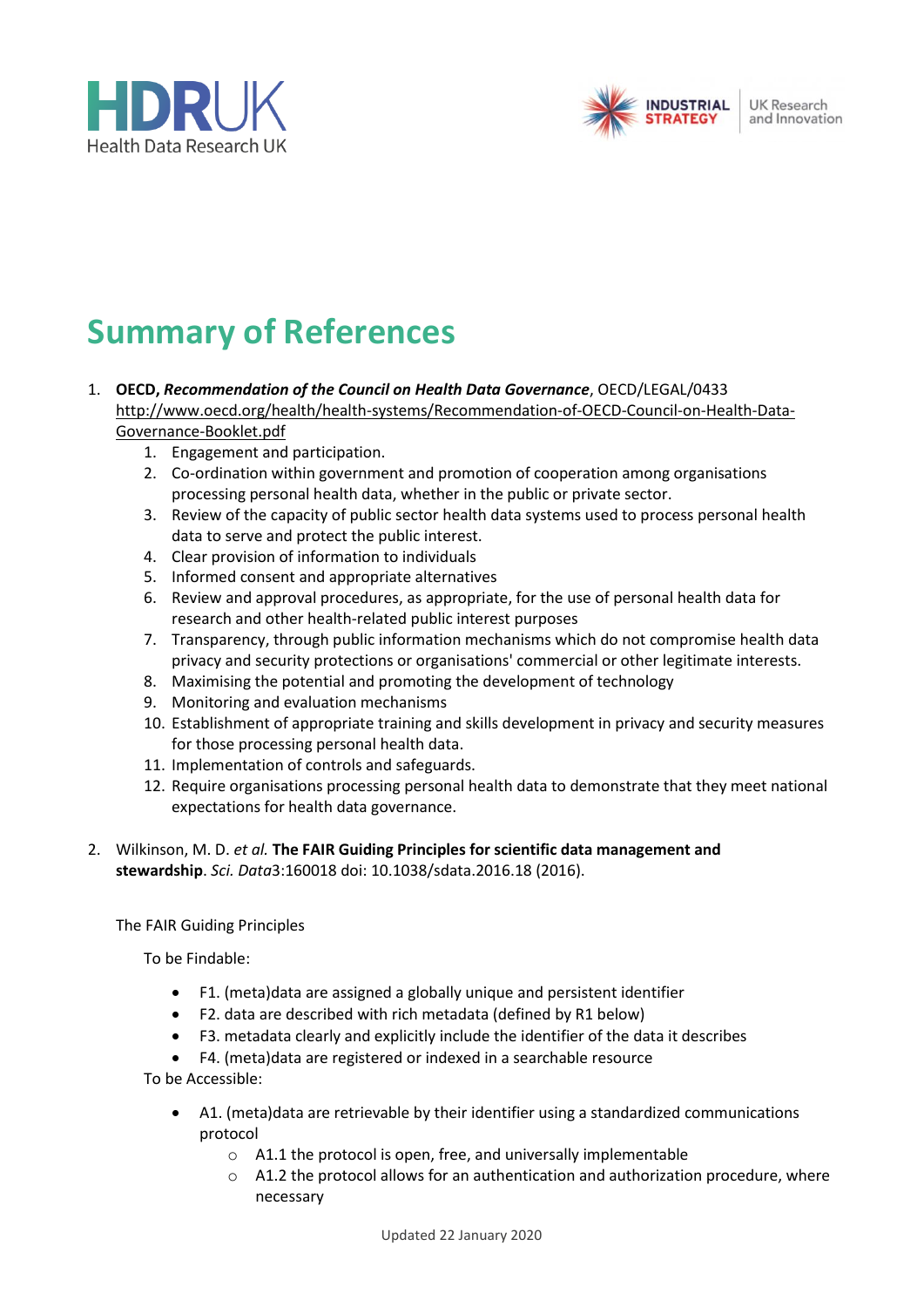# Summary of References

1. **OECD, *Recommendation of the Council on Health Data Governance***, OECD/LEGAL/0433 http://www.oecd.org/health/health-systems/Recommendation-of-OECD-Council-on-Health-Data-Governance-Booklet.pdf
    1. Engagement and participation.
    2. Co-ordination within government and promotion of cooperation among organisations processing personal health data, whether in the public or private sector.
    3. Review of the capacity of public sector health data systems used to process personal health data to serve and protect the public interest.
    4. Clear provision of information to individuals
    5. Informed consent and appropriate alternatives
    6. Review and approval procedures, as appropriate, for the use of personal health data for research and other health-related public interest purposes
    7. Transparency, through public information mechanisms which do not compromise health data privacy and security protections or organisations' commercial or other legitimate interests.
    8. Maximising the potential and promoting the development of technology
    9. Monitoring and evaluation mechanisms
    10. Establishment of appropriate training and skills development in privacy and security measures for those processing personal health data.
    11. Implementation of controls and safeguards.
    12. Require organisations processing personal health data to demonstrate that they meet national expectations for health data governance.

2. Wilkinson, M. D. *et al.* **The FAIR Guiding Principles for scientific data management and stewardship**. *Sci. Data*3:160018 doi: 10.1038/sdata.2016.18 (2016).

   The FAIR Guiding Principles

   To be Findable:

   - F1. (meta)data are assigned a globally unique and persistent identifier
   - F2. data are described with rich metadata (defined by R1 below)
   - F3. metadata clearly and explicitly include the identifier of the data it describes
   - F4. (meta)data are registered or indexed in a searchable resource

   To be Accessible:

   - A1. (meta)data are retrievable by their identifier using a standardized communications protocol
     - A1.1 the protocol is open, free, and universally implementable
     - A1.2 the protocol allows for an authentication and authorization procedure, where necessary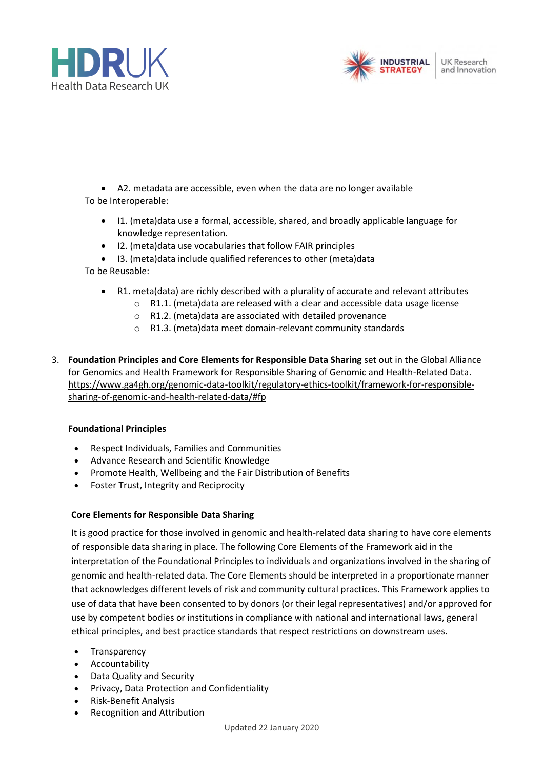- A2. metadata are accessible, even when the data are no longer available

To be Interoperable:

- I1. (meta)data use a formal, accessible, shared, and broadly applicable language for knowledge representation.
- I2. (meta)data use vocabularies that follow FAIR principles
- I3. (meta)data include qualified references to other (meta)data

To be Reusable:

- R1. meta(data) are richly described with a plurality of accurate and relevant attributes
  - R1.1. (meta)data are released with a clear and accessible data usage license
  - R1.2. (meta)data are associated with detailed provenance
  - R1.3. (meta)data meet domain-relevant community standards

3. **Foundation Principles and Core Elements for Responsible Data Sharing** set out in the Global Alliance for Genomics and Health Framework for Responsible Sharing of Genomic and Health-Related Data. https://www.ga4gh.org/genomic-data-toolkit/regulatory-ethics-toolkit/framework-for-responsible-sharing-of-genomic-and-health-related-data/#fp

**Foundational Principles**

- Respect Individuals, Families and Communities
- Advance Research and Scientific Knowledge
- Promote Health, Wellbeing and the Fair Distribution of Benefits
- Foster Trust, Integrity and Reciprocity

**Core Elements for Responsible Data Sharing**

It is good practice for those involved in genomic and health-related data sharing to have core elements of responsible data sharing in place. The following Core Elements of the Framework aid in the interpretation of the Foundational Principles to individuals and organizations involved in the sharing of genomic and health-related data. The Core Elements should be interpreted in a proportionate manner that acknowledges different levels of risk and community cultural practices. This Framework applies to use of data that have been consented to by donors (or their legal representatives) and/or approved for use by competent bodies or institutions in compliance with national and international laws, general ethical principles, and best practice standards that respect restrictions on downstream uses.

- Transparency
- Accountability
- Data Quality and Security
- Privacy, Data Protection and Confidentiality
- Risk-Benefit Analysis
- Recognition and Attribution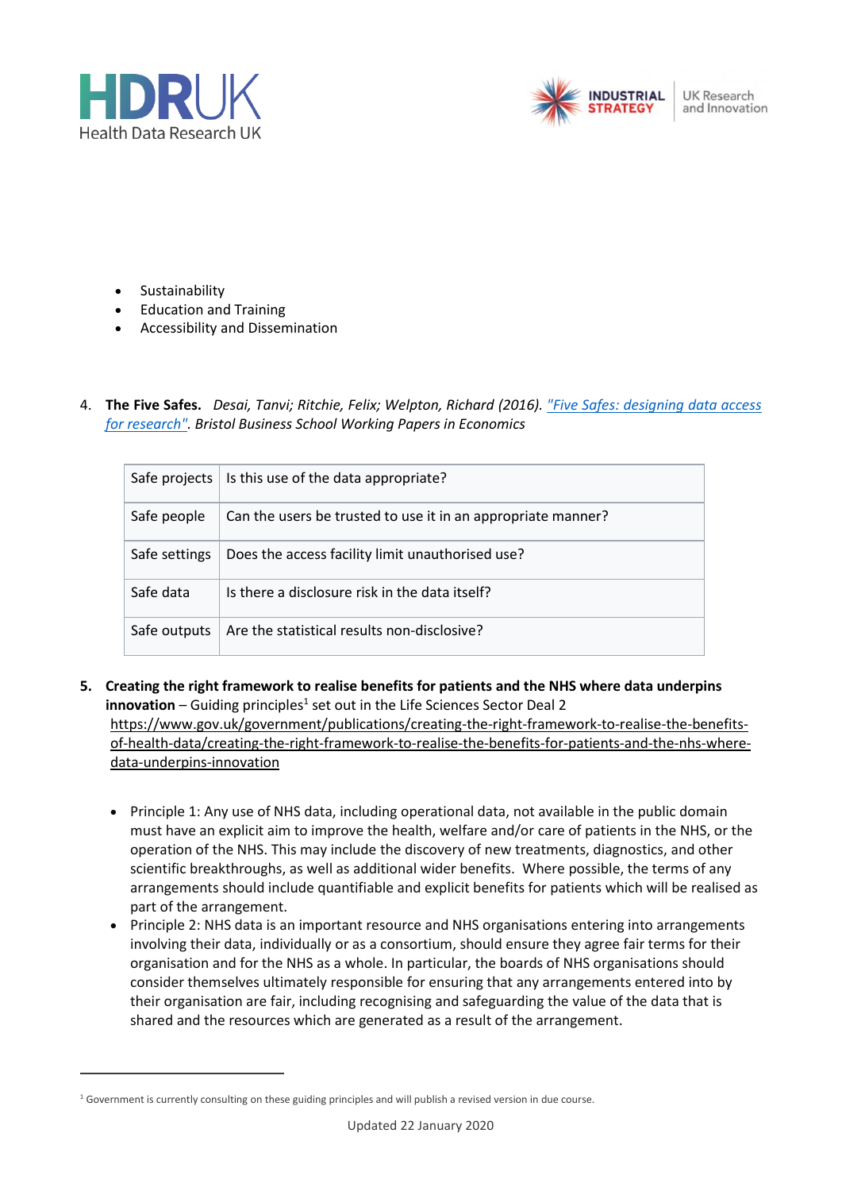- Sustainability
- Education and Training
- Accessibility and Dissemination

4. **The Five Safes.** *Desai, Tanvi; Ritchie, Felix; Welpton, Richard (2016). ["Five Safes: designing data access for research"](). Bristol Business School Working Papers in Economics*

| Safe projects | Is this use of the data appropriate? |
|---|---|
| Safe people | Can the users be trusted to use it in an appropriate manner? |
| Safe settings | Does the access facility limit unauthorised use? |
| Safe data | Is there a disclosure risk in the data itself? |
| Safe outputs | Are the statistical results non-disclosive? |

5. **Creating the right framework to realise benefits for patients and the NHS where data underpins innovation** – Guiding principles[1] set out in the Life Sciences Sector Deal 2 https://www.gov.uk/government/publications/creating-the-right-framework-to-realise-the-benefits-of-health-data/creating-the-right-framework-to-realise-the-benefits-for-patients-and-the-nhs-where-data-underpins-innovation

   - Principle 1: Any use of NHS data, including operational data, not available in the public domain must have an explicit aim to improve the health, welfare and/or care of patients in the NHS, or the operation of the NHS. This may include the discovery of new treatments, diagnostics, and other scientific breakthroughs, as well as additional wider benefits. Where possible, the terms of any arrangements should include quantifiable and explicit benefits for patients which will be realised as part of the arrangement.
   - Principle 2: NHS data is an important resource and NHS organisations entering into arrangements involving their data, individually or as a consortium, should ensure they agree fair terms for their organisation and for the NHS as a whole. In particular, the boards of NHS organisations should consider themselves ultimately responsible for ensuring that any arrangements entered into by their organisation are fair, including recognising and safeguarding the value of the data that is shared and the resources which are generated as a result of the arrangement.

[1] Government is currently consulting on these guiding principles and will publish a revised version in due course.

Updated 22 January 2020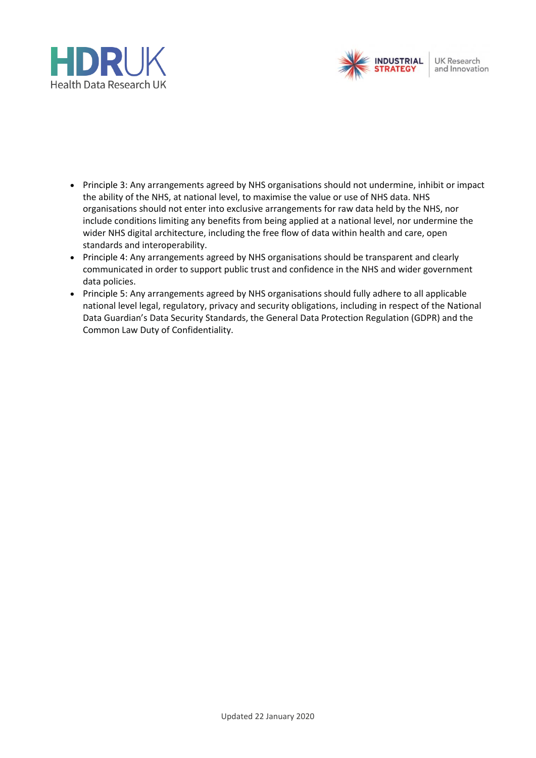- Principle 3: Any arrangements agreed by NHS organisations should not undermine, inhibit or impact the ability of the NHS, at national level, to maximise the value or use of NHS data. NHS organisations should not enter into exclusive arrangements for raw data held by the NHS, nor include conditions limiting any benefits from being applied at a national level, nor undermine the wider NHS digital architecture, including the free flow of data within health and care, open standards and interoperability.
- Principle 4: Any arrangements agreed by NHS organisations should be transparent and clearly communicated in order to support public trust and confidence in the NHS and wider government data policies.
- Principle 5: Any arrangements agreed by NHS organisations should fully adhere to all applicable national level legal, regulatory, privacy and security obligations, including in respect of the National Data Guardian's Data Security Standards, the General Data Protection Regulation (GDPR) and the Common Law Duty of Confidentiality.